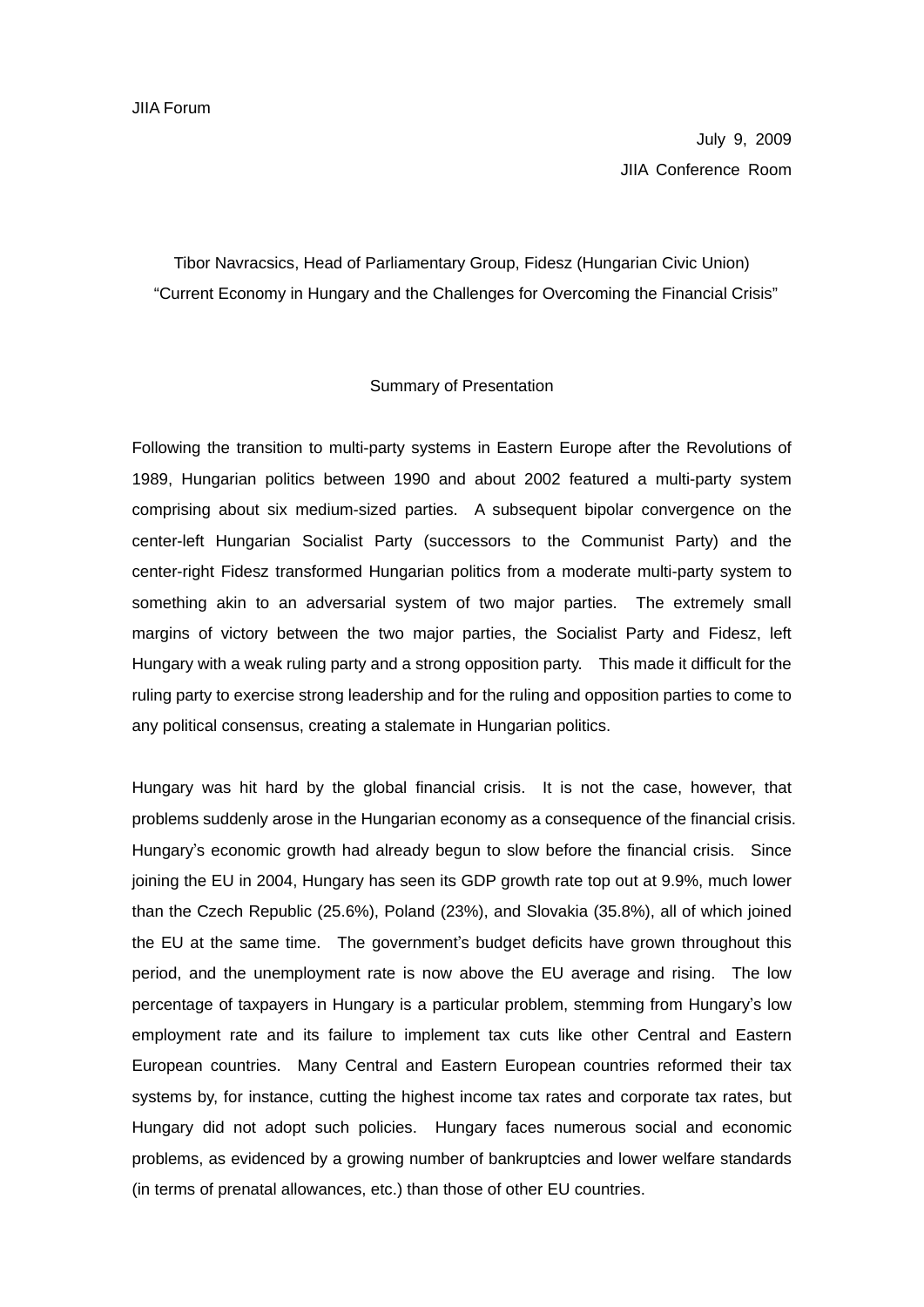JIIA Forum

July 9, 2009

JIIA Conference Room

Tibor Navracsics, Head of Parliamentary Group, Fidesz (Hungarian Civic Union)

"Current Economy in Hungary and the Challenges for Overcoming the Financial Crisis"

## Summary of Presentation

Following the transition to multi-party systems in Eastern Europe after the Revolutions of 1989, Hungarian politics between 1990 and about 2002 featured a multi-party system comprising about six medium-sized parties. A subsequent bipolar convergence on the center-left Hungarian Socialist Party (successors to the Communist Party) and the center-right Fidesz transformed Hungarian politics from a moderate multi-party system to something akin to an adversarial system of two major parties. The extremely small margins of victory between the two major parties, the Socialist Party and Fidesz, left Hungary with a weak ruling party and a strong opposition party. This made it difficult for the ruling party to exercise strong leadership and for the ruling and opposition parties to come to any political consensus, creating a stalemate in Hungarian politics.

Hungary was hit hard by the global financial crisis. It is not the case, however, that problems suddenly arose in the Hungarian economy as a consequence of the financial crisis. Hungary's economic growth had already begun to slow before the financial crisis. Since joining the EU in 2004, Hungary has seen its GDP growth rate top out at 9.9%, much lower than the Czech Republic (25.6%), Poland (23%), and Slovakia (35.8%), all of which joined the EU at the same time. The government's budget deficits have grown throughout this period, and the unemployment rate is now above the EU average and rising. The low percentage of taxpayers in Hungary is a particular problem, stemming from Hungary's low employment rate and its failure to implement tax cuts like other Central and Eastern European countries. Many Central and Eastern European countries reformed their tax systems by, for instance, cutting the highest income tax rates and corporate tax rates, but Hungary did not adopt such policies. Hungary faces numerous social and economic problems, as evidenced by a growing number of bankruptcies and lower welfare standards (in terms of prenatal allowances, etc.) than those of other EU countries.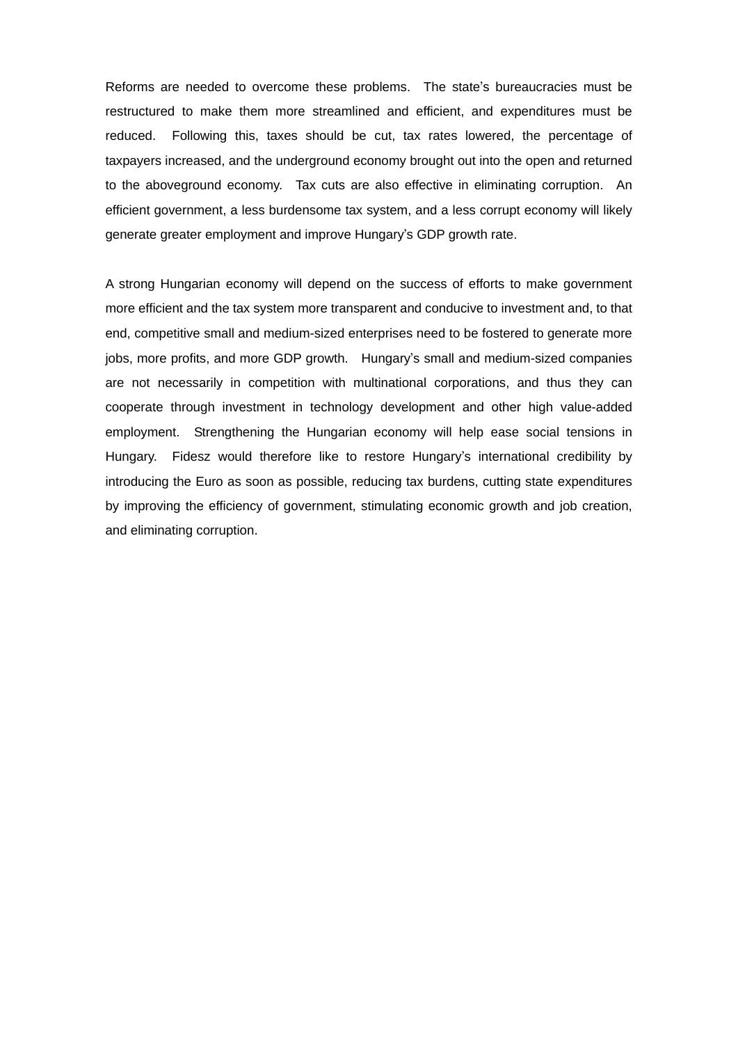Reforms are needed to overcome these problems. The state's bureaucracies must be restructured to make them more streamlined and efficient, and expenditures must be reduced. Following this, taxes should be cut, tax rates lowered, the percentage of taxpayers increased, and the underground economy brought out into the open and returned to the aboveground economy. Tax cuts are also effective in eliminating corruption. An efficient government, a less burdensome tax system, and a less corrupt economy will likely generate greater employment and improve Hungary's GDP growth rate.

A strong Hungarian economy will depend on the success of efforts to make government more efficient and the tax system more transparent and conducive to investment and, to that end, competitive small and medium-sized enterprises need to be fostered to generate more jobs, more profits, and more GDP growth. Hungary's small and medium-sized companies are not necessarily in competition with multinational corporations, and thus they can cooperate through investment in technology development and other high value-added employment. Strengthening the Hungarian economy will help ease social tensions in Hungary. Fidesz would therefore like to restore Hungary's international credibility by introducing the Euro as soon as possible, reducing tax burdens, cutting state expenditures by improving the efficiency of government, stimulating economic growth and job creation, and eliminating corruption.